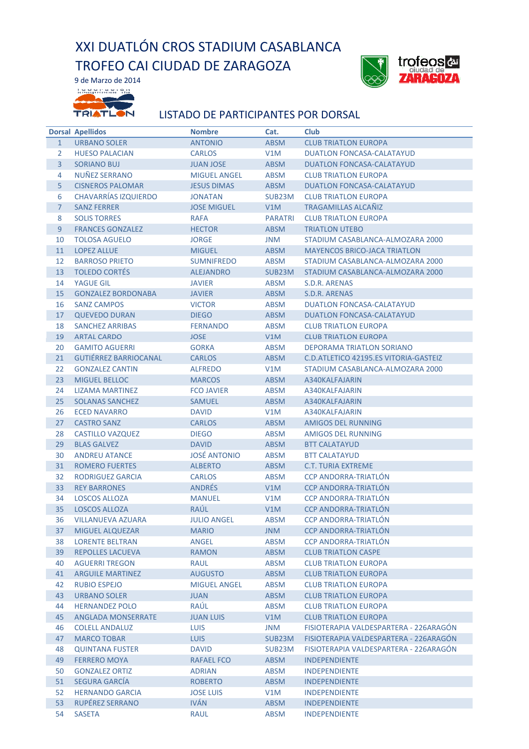# XXI DUATLÓN CROS STADIUM CASABLANCA

# TROFEO CAI CIUDAD DE ZARAGOZA

9 de Marzo de 2014

## LISTADO DE PARTICIPANTES POR DORSAL

| Dorsal | Apellidos | Nombre | Cat. | Club |
|---|---|---|---|---|
| 1 | URBANO SOLER | ANTONIO | ABSM | CLUB TRIATLON EUROPA |
| 2 | HUESO PALACIAN | CARLOS | V1M | DUATLON FONCASA-CALATAYUD |
| 3 | SORIANO BUJ | JUAN JOSE | ABSM | DUATLON FONCASA-CALATAYUD |
| 4 | NUÑEZ SERRANO | MIGUEL ANGEL | ABSM | CLUB TRIATLON EUROPA |
| 5 | CISNEROS PALOMAR | JESUS DIMAS | ABSM | DUATLON FONCASA-CALATAYUD |
| 6 | CHAVARRÍAS IZQUIERDO | JONATAN | SUB23M | CLUB TRIATLON EUROPA |
| 7 | SANZ FERRER | JOSE MIGUEL | V1M | TRAGAMILLAS ALCAÑIZ |
| 8 | SOLIS TORRES | RAFA | PARATRI | CLUB TRIATLON EUROPA |
| 9 | FRANCES GONZALEZ | HECTOR | ABSM | TRIATLON UTEBO |
| 10 | TOLOSA AGUELO | JORGE | JNM | STADIUM CASABLANCA-ALMOZARA 2000 |
| 11 | LOPEZ ALLUE | MIGUEL | ABSM | MAYENCOS BRICO-JACA TRIATLON |
| 12 | BARROSO PRIETO | SUMNIFREDO | ABSM | STADIUM CASABLANCA-ALMOZARA 2000 |
| 13 | TOLEDO CORTÉS | ALEJANDRO | SUB23M | STADIUM CASABLANCA-ALMOZARA 2000 |
| 14 | YAGUE GIL | JAVIER | ABSM | S.D.R. ARENAS |
| 15 | GONZALEZ BORDONABA | JAVIER | ABSM | S.D.R. ARENAS |
| 16 | SANZ CAMPOS | VICTOR | ABSM | DUATLON FONCASA-CALATAYUD |
| 17 | QUEVEDO DURAN | DIEGO | ABSM | DUATLON FONCASA-CALATAYUD |
| 18 | SANCHEZ ARRIBAS | FERNANDO | ABSM | CLUB TRIATLON EUROPA |
| 19 | ARTAL CARDO | JOSE | V1M | CLUB TRIATLON EUROPA |
| 20 | GAMITO AGUERRI | GORKA | ABSM | DEPORAMA TRIATLON SORIANO |
| 21 | GUTIÉRREZ BARRIOCANAL | CARLOS | ABSM | C.D.ATLETICO 42195.ES VITORIA-GASTEIZ |
| 22 | GONZALEZ CANTIN | ALFREDO | V1M | STADIUM CASABLANCA-ALMOZARA 2000 |
| 23 | MIGUEL BELLOC | MARCOS | ABSM | A340KALFAJARIN |
| 24 | LIZAMA MARTINEZ | FCO JAVIER | ABSM | A340KALFAJARIN |
| 25 | SOLANAS SANCHEZ | SAMUEL | ABSM | A340KALFAJARIN |
| 26 | ECED NAVARRO | DAVID | V1M | A340KALFAJARIN |
| 27 | CASTRO SANZ | CARLOS | ABSM | AMIGOS DEL RUNNING |
| 28 | CASTILLO VAZQUEZ | DIEGO | ABSM | AMIGOS DEL RUNNING |
| 29 | BLAS GALVEZ | DAVID | ABSM | BTT CALATAYUD |
| 30 | ANDREU ATANCE | JOSÉ ANTONIO | ABSM | BTT CALATAYUD |
| 31 | ROMERO FUERTES | ALBERTO | ABSM | C.T. TURIA EXTREME |
| 32 | RODRIGUEZ GARCIA | CARLOS | ABSM | CCP ANDORRA-TRIATLÓN |
| 33 | REY BARRONES | ANDRÉS | V1M | CCP ANDORRA-TRIATLÓN |
| 34 | LOSCOS ALLOZA | MANUEL | V1M | CCP ANDORRA-TRIATLÓN |
| 35 | LOSCOS ALLOZA | RAÚL | V1M | CCP ANDORRA-TRIATLÓN |
| 36 | VILLANUEVA AZUARA | JULIO ANGEL | ABSM | CCP ANDORRA-TRIATLÓN |
| 37 | MIGUEL ALQUEZAR | MARIO | JNM | CCP ANDORRA-TRIATLÓN |
| 38 | LORENTE BELTRAN | ANGEL | ABSM | CCP ANDORRA-TRIATLÓN |
| 39 | REPOLLES LACUEVA | RAMON | ABSM | CLUB TRIATLON CASPE |
| 40 | AGUERRI TREGON | RAUL | ABSM | CLUB TRIATLON EUROPA |
| 41 | ARGUILE MARTINEZ | AUGUSTO | ABSM | CLUB TRIATLON EUROPA |
| 42 | RUBIO ESPEJO | MIGUEL ANGEL | ABSM | CLUB TRIATLON EUROPA |
| 43 | URBANO SOLER | JUAN | ABSM | CLUB TRIATLON EUROPA |
| 44 | HERNANDEZ POLO | RAÚL | ABSM | CLUB TRIATLON EUROPA |
| 45 | ANGLADA MONSERRATE | JUAN LUIS | V1M | CLUB TRIATLON EUROPA |
| 46 | COLELL ANDALUZ | LUIS | JNM | FISIOTERAPIA VALDESPARTERA - 226ARAGÓN |
| 47 | MARCO TOBAR | LUIS | SUB23M | FISIOTERAPIA VALDESPARTERA - 226ARAGÓN |
| 48 | QUINTANA FUSTER | DAVID | SUB23M | FISIOTERAPIA VALDESPARTERA - 226ARAGÓN |
| 49 | FERRERO MOYA | RAFAEL FCO | ABSM | INDEPENDIENTE |
| 50 | GONZALEZ ORTIZ | ADRIAN | ABSM | INDEPENDIENTE |
| 51 | SEGURA GARCÍA | ROBERTO | ABSM | INDEPENDIENTE |
| 52 | HERNANDO GARCIA | JOSE LUIS | V1M | INDEPENDIENTE |
| 53 | RUPÉREZ SERRANO | IVÁN | ABSM | INDEPENDIENTE |
| 54 | SASETA | RAUL | ABSM | INDEPENDIENTE |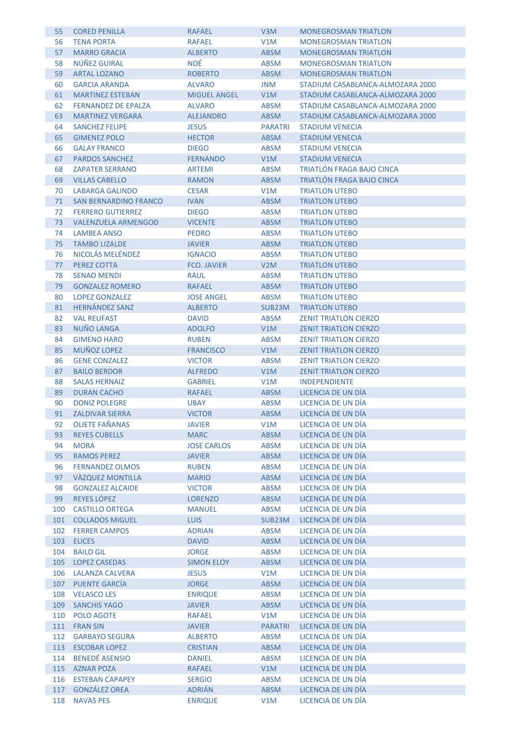| | | | | |
|---|---|---|---|---|
| 55 | CORED PENILLA | RAFAEL | V3M | MONEGROSMAN TRIATLON |
| 56 | TENA PORTA | RAFAEL | V1M | MONEGROSMAN TRIATLON |
| 57 | MARRO GRACIA | ALBERTO | ABSM | MONEGROSMAN TRIATLON |
| 58 | NÚÑEZ GUIRAL | NOÉ | ABSM | MONEGROSMAN TRIATLON |
| 59 | ARTAL LOZANO | ROBERTO | ABSM | MONEGROSMAN TRIATLON |
| 60 | GARCIA ARANDA | ALVARO | JNM | STADIUM CASABLANCA-ALMOZARA 2000 |
| 61 | MARTINEZ ESTEBAN | MIGUEL ANGEL | V1M | STADIUM CASABLANCA-ALMOZARA 2000 |
| 62 | FERNANDEZ DE EPALZA | ALVARO | ABSM | STADIUM CASABLANCA-ALMOZARA 2000 |
| 63 | MARTINEZ VERGARA | ALEJANDRO | ABSM | STADIUM CASABLANCA-ALMOZARA 2000 |
| 64 | SANCHEZ FELIPE | JESUS | PARATRI | STADIUM VENECIA |
| 65 | GIMENEZ POLO | HECTOR | ABSM | STADIUM VENECIA |
| 66 | GALAY FRANCO | DIEGO | ABSM | STADIUM VENECIA |
| 67 | PARDOS SANCHEZ | FERNANDO | V1M | STADIUM VENECIA |
| 68 | ZAPATER SERRANO | ARTEMI | ABSM | TRIATLÓN FRAGA BAJO CINCA |
| 69 | VILLAS CABELLO | RAMON | ABSM | TRIATLÓN FRAGA BAJO CINCA |
| 70 | LABARGA GALINDO | CESAR | V1M | TRIATLON UTEBO |
| 71 | SAN BERNARDINO FRANCO | IVAN | ABSM | TRIATLON UTEBO |
| 72 | FERRERO GUTIERREZ | DIEGO | ABSM | TRIATLON UTEBO |
| 73 | VALENZUELA ARMENGOD | VICENTE | ABSM | TRIATLON UTEBO |
| 74 | LAMBEA ANSO | PEDRO | ABSM | TRIATLON UTEBO |
| 75 | TAMBO LIZALDE | JAVIER | ABSM | TRIATLON UTEBO |
| 76 | NICOLÁS MELÉNDEZ | IGNACIO | ABSM | TRIATLON UTEBO |
| 77 | PEREZ COTTA | FCO. JAVIER | V2M | TRIATLON UTEBO |
| 78 | SENAO MENDI | RAUL | ABSM | TRIATLON UTEBO |
| 79 | GONZALEZ ROMERO | RAFAEL | ABSM | TRIATLON UTEBO |
| 80 | LOPEZ GONZALEZ | JOSE ANGEL | ABSM | TRIATLON UTEBO |
| 81 | HERNÁNDEZ SANZ | ALBERTO | SUB23M | TRIATLON UTEBO |
| 82 | VAL REUFAST | DAVID | ABSM | ZENIT TRIATLON CIERZO |
| 83 | NUÑO LANGA | ADOLFO | V1M | ZENIT TRIATLON CIERZO |
| 84 | GIMENO HARO | RUBEN | ABSM | ZENIT TRIATLON CIERZO |
| 85 | MUÑOZ LOPEZ | FRANCISCO | V1M | ZENIT TRIATLON CIERZO |
| 86 | GENE CONZALEZ | VICTOR | ABSM | ZENIT TRIATLON CIERZO |
| 87 | BAILO BERDOR | ALFREDO | V1M | ZENIT TRIATLON CIERZO |
| 88 | SALAS HERNAIZ | GABRIEL | V1M | INDEPENDIENTE |
| 89 | DURAN CACHO | RAFAEL | ABSM | LICENCIA DE UN DÍA |
| 90 | DONIZ POLEGRE | UBAY | ABSM | LICENCIA DE UN DÍA |
| 91 | ZALDIVAR SIERRA | VICTOR | ABSM | LICENCIA DE UN DÍA |
| 92 | OLIETE FAÑANAS | JAVIER | V1M | LICENCIA DE UN DÍA |
| 93 | REYES CUBELLS | MARC | ABSM | LICENCIA DE UN DÍA |
| 94 | MORA | JOSE CARLOS | ABSM | LICENCIA DE UN DÍA |
| 95 | RAMOS PEREZ | JAVIER | ABSM | LICENCIA DE UN DÍA |
| 96 | FERNANDEZ OLMOS | RUBEN | ABSM | LICENCIA DE UN DÍA |
| 97 | VÀZQUEZ MONTILLA | MARIO | ABSM | LICENCIA DE UN DÍA |
| 98 | GONZALEZ ALCAIDE | VICTOR | ABSM | LICENCIA DE UN DÍA |
| 99 | REYES LÓPEZ | LORENZO | ABSM | LICENCIA DE UN DÍA |
| 100 | CASTILLO ORTEGA | MANUEL | ABSM | LICENCIA DE UN DÍA |
| 101 | COLLADOS MIGUEL | LUIS | SUB23M | LICENCIA DE UN DÍA |
| 102 | FERRER CAMPOS | ADRIAN | ABSM | LICENCIA DE UN DÍA |
| 103 | ELICES | DAVID | ABSM | LICENCIA DE UN DÍA |
| 104 | BAILO GIL | JORGE | ABSM | LICENCIA DE UN DÍA |
| 105 | LOPEZ CASEDAS | SIMON ELOY | ABSM | LICENCIA DE UN DÍA |
| 106 | LALANZA CALVERA | JESUS | V1M | LICENCIA DE UN DÍA |
| 107 | PUENTE GARCÍA | JORGE | ABSM | LICENCIA DE UN DÍA |
| 108 | VELASCO LES | ENRIQUE | ABSM | LICENCIA DE UN DÍA |
| 109 | SANCHIS YAGO | JAVIER | ABSM | LICENCIA DE UN DÍA |
| 110 | POLO AGOTE | RAFAEL | V1M | LICENCIA DE UN DÍA |
| 111 | FRAN SIN | JAVIER | PARATRI | LICENCIA DE UN DÍA |
| 112 | GARBAYO SEGURA | ALBERTO | ABSM | LICENCIA DE UN DÍA |
| 113 | ESCOBAR LOPEZ | CRISTIAN | ABSM | LICENCIA DE UN DÍA |
| 114 | BENEDÉ ASENSIO | DANIEL | ABSM | LICENCIA DE UN DÍA |
| 115 | AZNAR POZA | RAFAEL | V1M | LICENCIA DE UN DÍA |
| 116 | ESTEBAN CAPAPEY | SERGIO | ABSM | LICENCIA DE UN DÍA |
| 117 | GONZÁLEZ OREA | ADRIÁN | ABSM | LICENCIA DE UN DÍA |
| 118 | NAVAS PES | ENRIQUE | V1M | LICENCIA DE UN DÍA |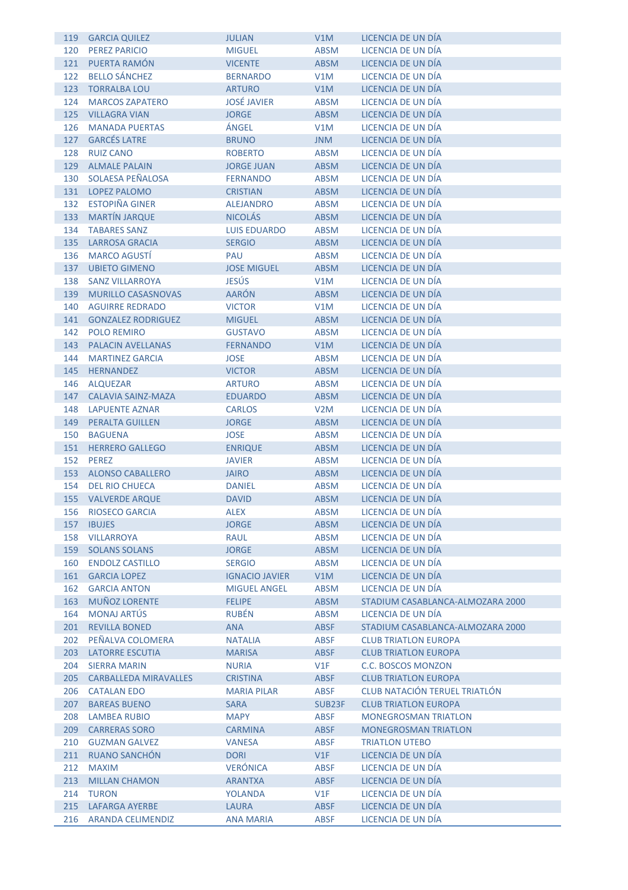| | | | | |
|---|---|---|---|---|
| 119 | GARCIA QUILEZ | JULIAN | V1M | LICENCIA DE UN DÍA |
| 120 | PEREZ PARICIO | MIGUEL | ABSM | LICENCIA DE UN DÍA |
| 121 | PUERTA RAMÓN | VICENTE | ABSM | LICENCIA DE UN DÍA |
| 122 | BELLO SÁNCHEZ | BERNARDO | V1M | LICENCIA DE UN DÍA |
| 123 | TORRALBA LOU | ARTURO | V1M | LICENCIA DE UN DÍA |
| 124 | MARCOS ZAPATERO | JOSÉ JAVIER | ABSM | LICENCIA DE UN DÍA |
| 125 | VILLAGRA VIAN | JORGE | ABSM | LICENCIA DE UN DÍA |
| 126 | MANADA PUERTAS | ÁNGEL | V1M | LICENCIA DE UN DÍA |
| 127 | GARCÉS LATRE | BRUNO | JNM | LICENCIA DE UN DÍA |
| 128 | RUIZ CANO | ROBERTO | ABSM | LICENCIA DE UN DÍA |
| 129 | ALMALE PALAIN | JORGE JUAN | ABSM | LICENCIA DE UN DÍA |
| 130 | SOLAESA PEÑALOSA | FERNANDO | ABSM | LICENCIA DE UN DÍA |
| 131 | LOPEZ PALOMO | CRISTIAN | ABSM | LICENCIA DE UN DÍA |
| 132 | ESTOPIÑA GINER | ALEJANDRO | ABSM | LICENCIA DE UN DÍA |
| 133 | MARTÍN JARQUE | NICOLÁS | ABSM | LICENCIA DE UN DÍA |
| 134 | TABARES SANZ | LUIS EDUARDO | ABSM | LICENCIA DE UN DÍA |
| 135 | LARROSA GRACIA | SERGIO | ABSM | LICENCIA DE UN DÍA |
| 136 | MARCO AGUSTÍ | PAU | ABSM | LICENCIA DE UN DÍA |
| 137 | UBIETO GIMENO | JOSE MIGUEL | ABSM | LICENCIA DE UN DÍA |
| 138 | SANZ VILLARROYA | JESÚS | V1M | LICENCIA DE UN DÍA |
| 139 | MURILLO CASASNOVAS | AARÓN | ABSM | LICENCIA DE UN DÍA |
| 140 | AGUIRRE REDRADO | VICTOR | V1M | LICENCIA DE UN DÍA |
| 141 | GONZALEZ RODRIGUEZ | MIGUEL | ABSM | LICENCIA DE UN DÍA |
| 142 | POLO REMIRO | GUSTAVO | ABSM | LICENCIA DE UN DÍA |
| 143 | PALACIN AVELLANAS | FERNANDO | V1M | LICENCIA DE UN DÍA |
| 144 | MARTINEZ GARCIA | JOSE | ABSM | LICENCIA DE UN DÍA |
| 145 | HERNANDEZ | VICTOR | ABSM | LICENCIA DE UN DÍA |
| 146 | ALQUEZAR | ARTURO | ABSM | LICENCIA DE UN DÍA |
| 147 | CALAVIA SAINZ-MAZA | EDUARDO | ABSM | LICENCIA DE UN DÍA |
| 148 | LAPUENTE AZNAR | CARLOS | V2M | LICENCIA DE UN DÍA |
| 149 | PERALTA GUILLEN | JORGE | ABSM | LICENCIA DE UN DÍA |
| 150 | BAGUENA | JOSE | ABSM | LICENCIA DE UN DÍA |
| 151 | HERRERO GALLEGO | ENRIQUE | ABSM | LICENCIA DE UN DÍA |
| 152 | PEREZ | JAVIER | ABSM | LICENCIA DE UN DÍA |
| 153 | ALONSO CABALLERO | JAIRO | ABSM | LICENCIA DE UN DÍA |
| 154 | DEL RIO CHUECA | DANIEL | ABSM | LICENCIA DE UN DÍA |
| 155 | VALVERDE ARQUE | DAVID | ABSM | LICENCIA DE UN DÍA |
| 156 | RIOSECO GARCIA | ALEX | ABSM | LICENCIA DE UN DÍA |
| 157 | IBUJES | JORGE | ABSM | LICENCIA DE UN DÍA |
| 158 | VILLARROYA | RAUL | ABSM | LICENCIA DE UN DÍA |
| 159 | SOLANS SOLANS | JORGE | ABSM | LICENCIA DE UN DÍA |
| 160 | ENDOLZ CASTILLO | SERGIO | ABSM | LICENCIA DE UN DÍA |
| 161 | GARCIA LOPEZ | IGNACIO JAVIER | V1M | LICENCIA DE UN DÍA |
| 162 | GARCIA ANTON | MIGUEL ANGEL | ABSM | LICENCIA DE UN DÍA |
| 163 | MUÑOZ LORENTE | FELIPE | ABSM | STADIUM CASABLANCA-ALMOZARA 2000 |
| 164 | MONAJ ARTÚS | RUBÉN | ABSM | LICENCIA DE UN DÍA |
| 201 | REVILLA BONED | ANA | ABSF | STADIUM CASABLANCA-ALMOZARA 2000 |
| 202 | PEÑALVA COLOMERA | NATALIA | ABSF | CLUB TRIATLON EUROPA |
| 203 | LATORRE ESCUTIA | MARISA | ABSF | CLUB TRIATLON EUROPA |
| 204 | SIERRA MARIN | NURIA | V1F | C.C. BOSCOS MONZON |
| 205 | CARBALLEDA MIRAVALLES | CRISTINA | ABSF | CLUB TRIATLON EUROPA |
| 206 | CATALAN EDO | MARIA PILAR | ABSF | CLUB NATACIÓN TERUEL TRIATLÓN |
| 207 | BAREAS BUENO | SARA | SUB23F | CLUB TRIATLON EUROPA |
| 208 | LAMBEA RUBIO | MAPY | ABSF | MONEGROSMAN TRIATLON |
| 209 | CARRERAS SORO | CARMINA | ABSF | MONEGROSMAN TRIATLON |
| 210 | GUZMAN GALVEZ | VANESA | ABSF | TRIATLON UTEBO |
| 211 | RUANO SANCHÓN | DORI | V1F | LICENCIA DE UN DÍA |
| 212 | MAXIM | VERÓNICA | ABSF | LICENCIA DE UN DÍA |
| 213 | MILLAN CHAMON | ARANTXA | ABSF | LICENCIA DE UN DÍA |
| 214 | TURON | YOLANDA | V1F | LICENCIA DE UN DÍA |
| 215 | LAFARGA AYERBE | LAURA | ABSF | LICENCIA DE UN DÍA |
| 216 | ARANDA CELIMENDIZ | ANA MARIA | ABSF | LICENCIA DE UN DÍA |